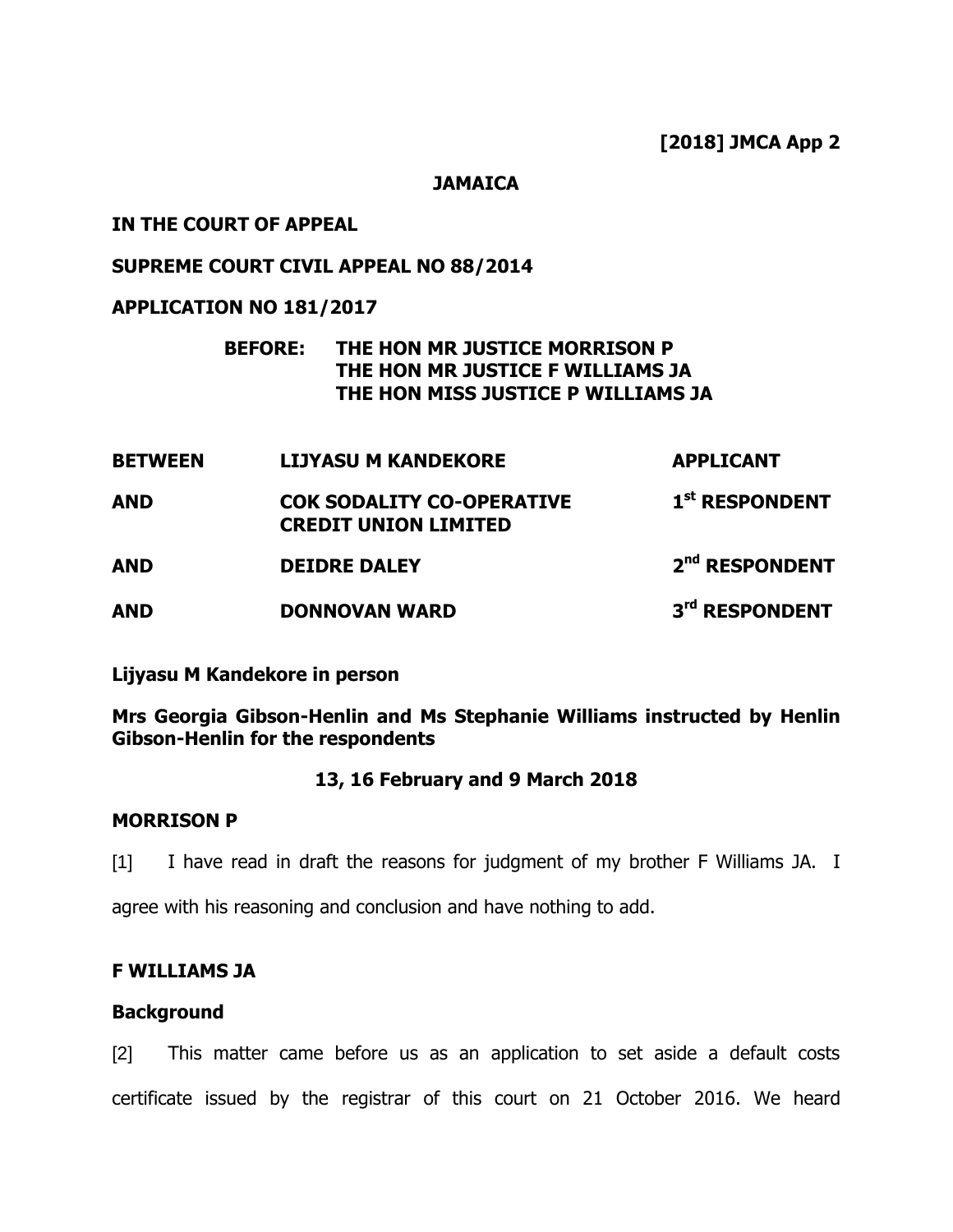**[2018] JMCA App 2**

**JAMAICA**

**IN THE COURT OF APPEAL**

**SUPREME COURT CIVIL APPEAL NO 88/2014**

**APPLICATION NO 181/2017**

**BEFORE: THE HON MR JUSTICE MORRISON P**
**THE HON MR JUSTICE F WILLIAMS JA**
**THE HON MISS JUSTICE P WILLIAMS JA**

| | | |
|---|---|---|
| **BETWEEN** | **LIJYASU M KANDEKORE** | **APPLICANT** |
| **AND** | **COK SODALITY CO-OPERATIVE CREDIT UNION LIMITED** | **1st RESPONDENT** |
| **AND** | **DEIDRE DALEY** | **2nd RESPONDENT** |
| **AND** | **DONNOVAN WARD** | **3rd RESPONDENT** |

**Lijyasu M Kandekore in person**

**Mrs Georgia Gibson-Henlin and Ms Stephanie Williams instructed by Henlin Gibson-Henlin for the respondents**

**13, 16 February and 9 March 2018**

**MORRISON P**

[1] I have read in draft the reasons for judgment of my brother F Williams JA. I agree with his reasoning and conclusion and have nothing to add.

**F WILLIAMS JA**

**Background**

[2] This matter came before us as an application to set aside a default costs certificate issued by the registrar of this court on 21 October 2016. We heard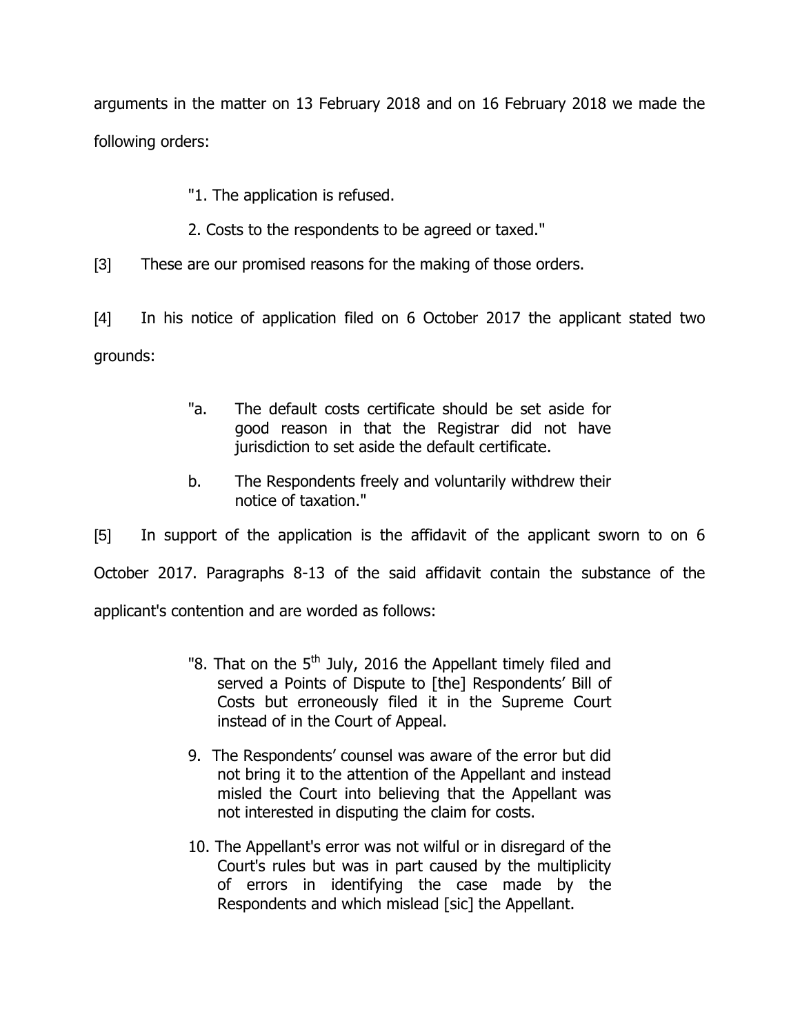arguments in the matter on 13 February 2018 and on 16 February 2018 we made the following orders:

> "1. The application is refused.
>
> 2. Costs to the respondents to be agreed or taxed."

[3] These are our promised reasons for the making of those orders.

[4] In his notice of application filed on 6 October 2017 the applicant stated two grounds:

> "a. The default costs certificate should be set aside for good reason in that the Registrar did not have jurisdiction to set aside the default certificate.
>
> b. The Respondents freely and voluntarily withdrew their notice of taxation."

[5] In support of the application is the affidavit of the applicant sworn to on 6 October 2017. Paragraphs 8-13 of the said affidavit contain the substance of the applicant's contention and are worded as follows:

> "8. That on the 5th July, 2016 the Appellant timely filed and served a Points of Dispute to [the] Respondents' Bill of Costs but erroneously filed it in the Supreme Court instead of in the Court of Appeal.
>
> 9. The Respondents' counsel was aware of the error but did not bring it to the attention of the Appellant and instead misled the Court into believing that the Appellant was not interested in disputing the claim for costs.
>
> 10. The Appellant's error was not wilful or in disregard of the Court's rules but was in part caused by the multiplicity of errors in identifying the case made by the Respondents and which mislead [sic] the Appellant.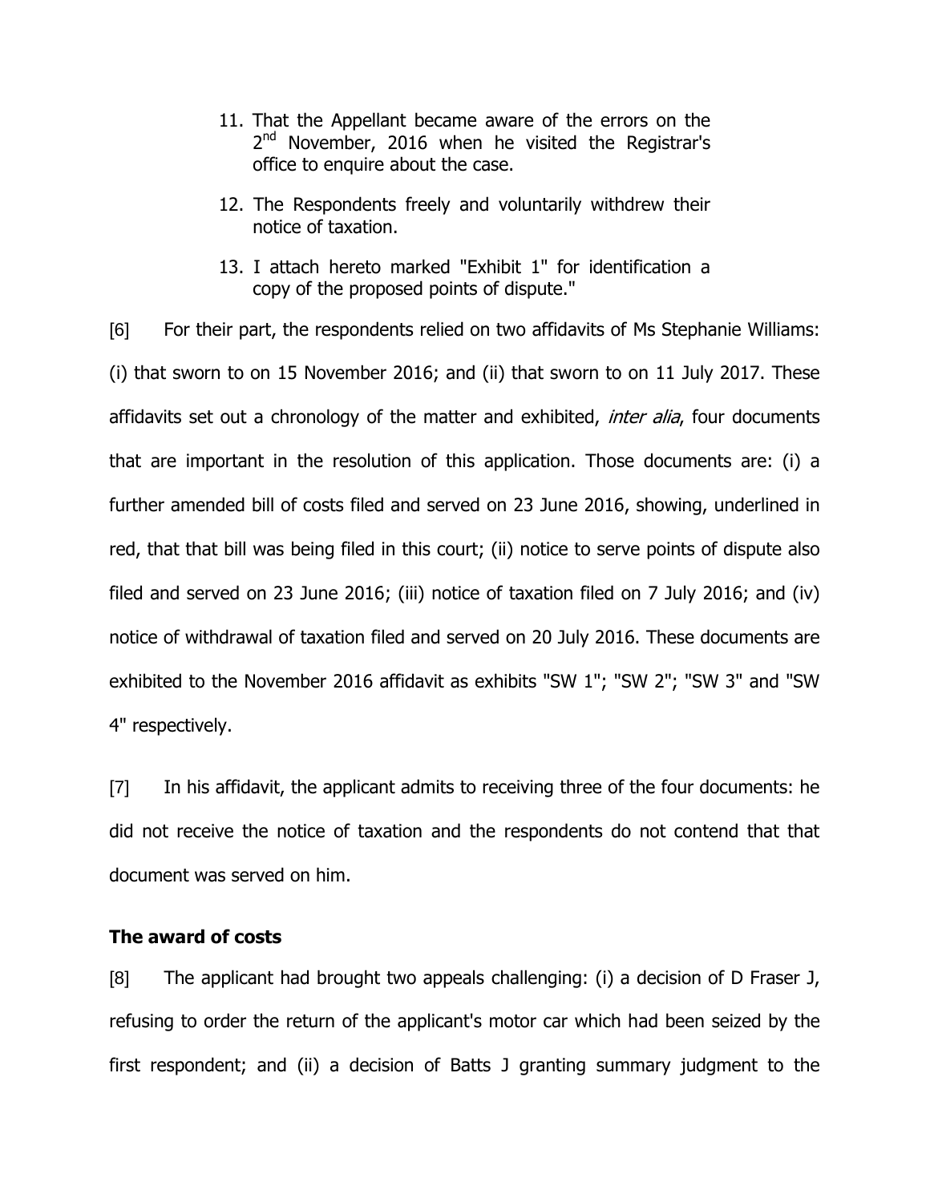11. That the Appellant became aware of the errors on the 2nd November, 2016 when he visited the Registrar's office to enquire about the case.

12. The Respondents freely and voluntarily withdrew their notice of taxation.

13. I attach hereto marked "Exhibit 1" for identification a copy of the proposed points of dispute."

[6] For their part, the respondents relied on two affidavits of Ms Stephanie Williams: (i) that sworn to on 15 November 2016; and (ii) that sworn to on 11 July 2017. These affidavits set out a chronology of the matter and exhibited, *inter alia*, four documents that are important in the resolution of this application. Those documents are: (i) a further amended bill of costs filed and served on 23 June 2016, showing, underlined in red, that that bill was being filed in this court; (ii) notice to serve points of dispute also filed and served on 23 June 2016; (iii) notice of taxation filed on 7 July 2016; and (iv) notice of withdrawal of taxation filed and served on 20 July 2016. These documents are exhibited to the November 2016 affidavit as exhibits "SW 1"; "SW 2"; "SW 3" and "SW 4" respectively.

[7] In his affidavit, the applicant admits to receiving three of the four documents: he did not receive the notice of taxation and the respondents do not contend that that document was served on him.

**The award of costs**

[8] The applicant had brought two appeals challenging: (i) a decision of D Fraser J, refusing to order the return of the applicant's motor car which had been seized by the first respondent; and (ii) a decision of Batts J granting summary judgment to the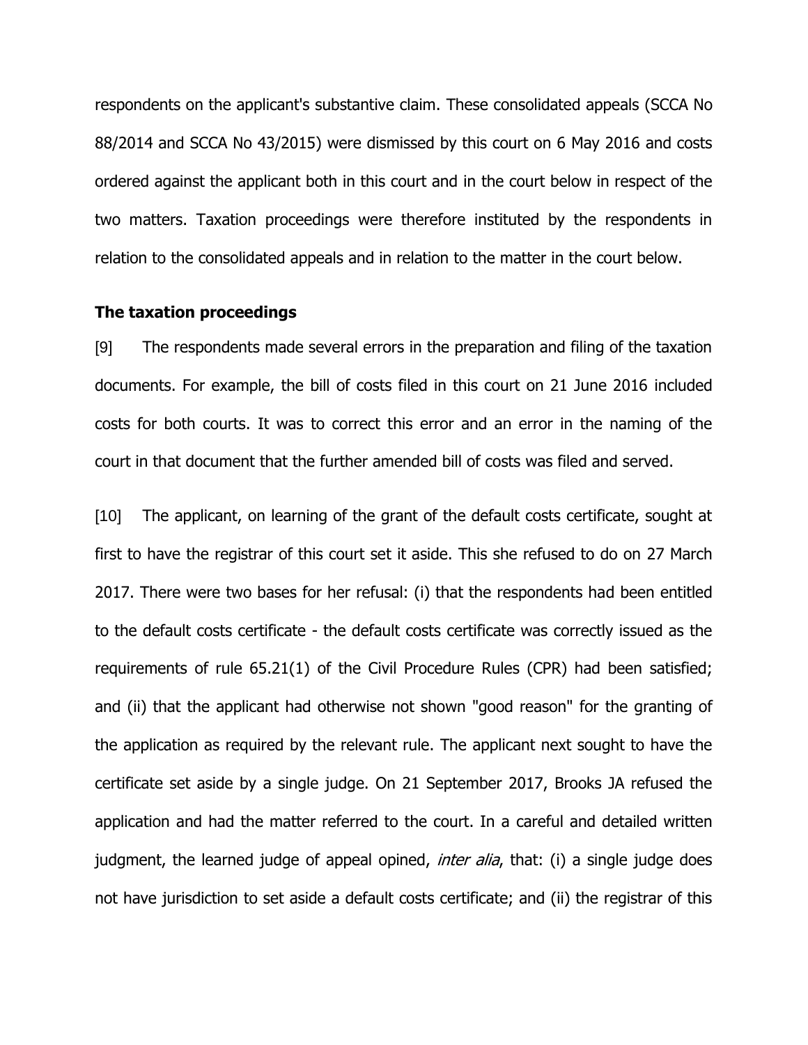respondents on the applicant's substantive claim. These consolidated appeals (SCCA No 88/2014 and SCCA No 43/2015) were dismissed by this court on 6 May 2016 and costs ordered against the applicant both in this court and in the court below in respect of the two matters. Taxation proceedings were therefore instituted by the respondents in relation to the consolidated appeals and in relation to the matter in the court below.

**The taxation proceedings**

[9] The respondents made several errors in the preparation and filing of the taxation documents. For example, the bill of costs filed in this court on 21 June 2016 included costs for both courts. It was to correct this error and an error in the naming of the court in that document that the further amended bill of costs was filed and served.

[10] The applicant, on learning of the grant of the default costs certificate, sought at first to have the registrar of this court set it aside. This she refused to do on 27 March 2017. There were two bases for her refusal: (i) that the respondents had been entitled to the default costs certificate - the default costs certificate was correctly issued as the requirements of rule 65.21(1) of the Civil Procedure Rules (CPR) had been satisfied; and (ii) that the applicant had otherwise not shown "good reason" for the granting of the application as required by the relevant rule. The applicant next sought to have the certificate set aside by a single judge. On 21 September 2017, Brooks JA refused the application and had the matter referred to the court. In a careful and detailed written judgment, the learned judge of appeal opined, *inter alia*, that: (i) a single judge does not have jurisdiction to set aside a default costs certificate; and (ii) the registrar of this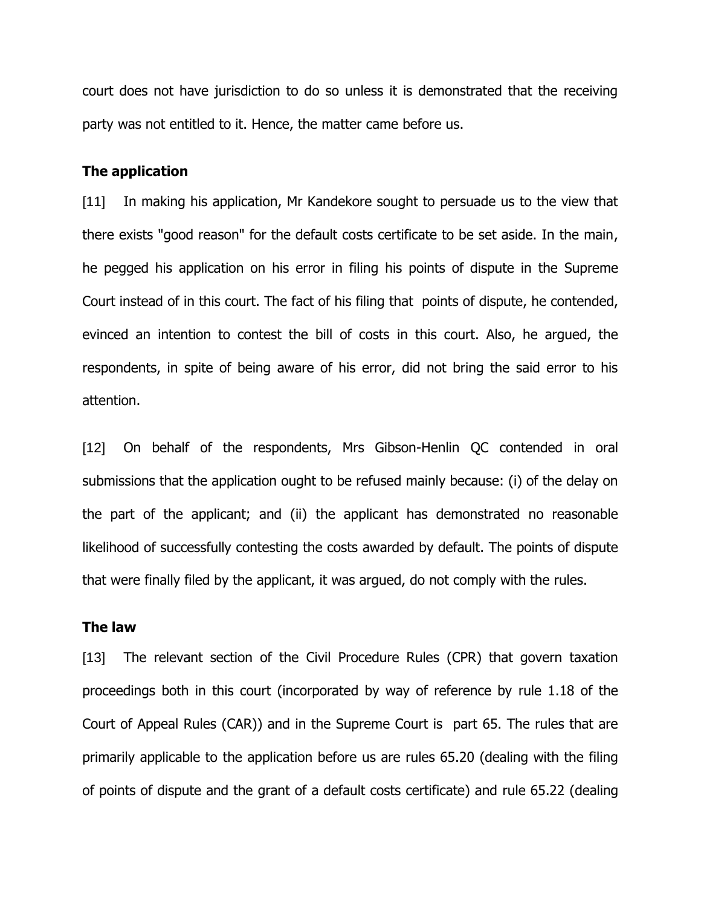court does not have jurisdiction to do so unless it is demonstrated that the receiving party was not entitled to it. Hence, the matter came before us.

**The application**

[11] In making his application, Mr Kandekore sought to persuade us to the view that there exists "good reason" for the default costs certificate to be set aside. In the main, he pegged his application on his error in filing his points of dispute in the Supreme Court instead of in this court. The fact of his filing that points of dispute, he contended, evinced an intention to contest the bill of costs in this court. Also, he argued, the respondents, in spite of being aware of his error, did not bring the said error to his attention.

[12] On behalf of the respondents, Mrs Gibson-Henlin QC contended in oral submissions that the application ought to be refused mainly because: (i) of the delay on the part of the applicant; and (ii) the applicant has demonstrated no reasonable likelihood of successfully contesting the costs awarded by default. The points of dispute that were finally filed by the applicant, it was argued, do not comply with the rules.

**The law**

[13] The relevant section of the Civil Procedure Rules (CPR) that govern taxation proceedings both in this court (incorporated by way of reference by rule 1.18 of the Court of Appeal Rules (CAR)) and in the Supreme Court is part 65. The rules that are primarily applicable to the application before us are rules 65.20 (dealing with the filing of points of dispute and the grant of a default costs certificate) and rule 65.22 (dealing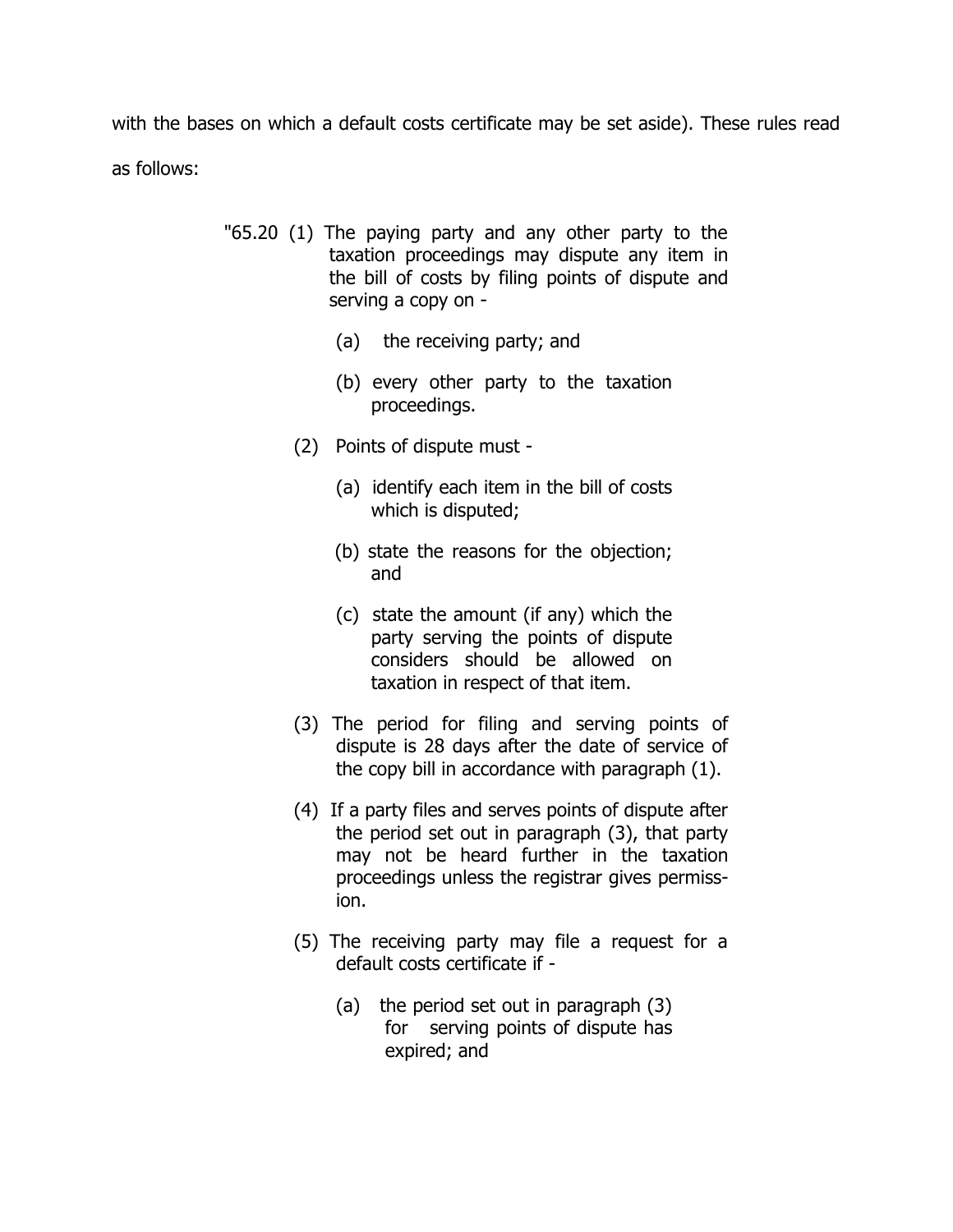with the bases on which a default costs certificate may be set aside). These rules read as follows:

> "65.20 (1) The paying party and any other party to the taxation proceedings may dispute any item in the bill of costs by filing points of dispute and serving a copy on -
>
> (a) the receiving party; and
>
> (b) every other party to the taxation proceedings.
>
> (2) Points of dispute must -
>
> (a) identify each item in the bill of costs which is disputed;
>
> (b) state the reasons for the objection; and
>
> (c) state the amount (if any) which the party serving the points of dispute considers should be allowed on taxation in respect of that item.
>
> (3) The period for filing and serving points of dispute is 28 days after the date of service of the copy bill in accordance with paragraph (1).
>
> (4) If a party files and serves points of dispute after the period set out in paragraph (3), that party may not be heard further in the taxation proceedings unless the registrar gives permission.
>
> (5) The receiving party may file a request for a default costs certificate if -
>
> (a) the period set out in paragraph (3) for serving points of dispute has expired; and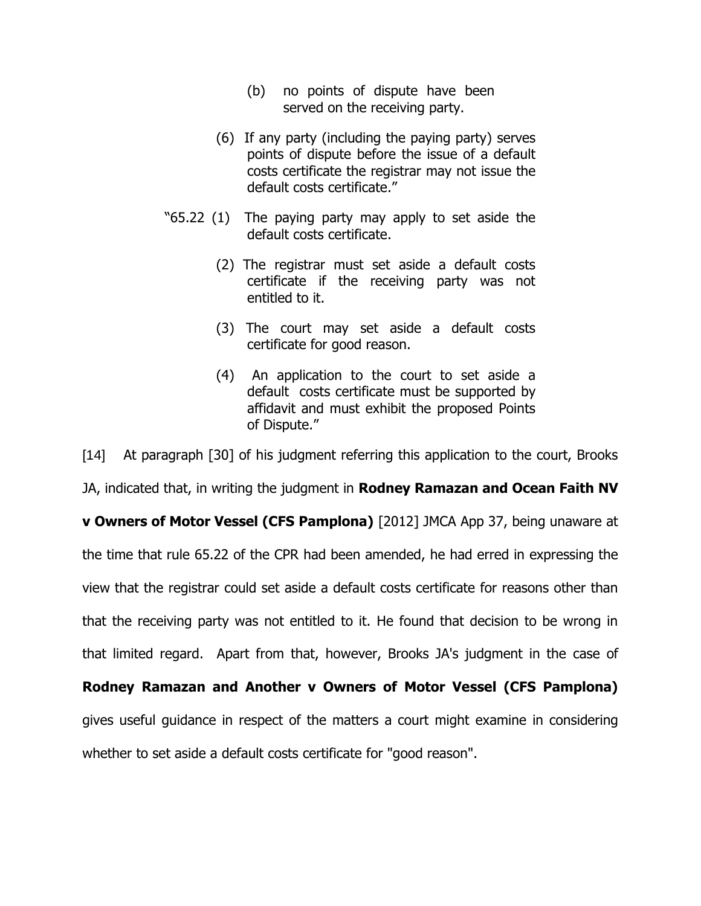> (b) no points of dispute have been served on the receiving party.
>
> (6) If any party (including the paying party) serves points of dispute before the issue of a default costs certificate the registrar may not issue the default costs certificate."
>
> "65.22 (1) The paying party may apply to set aside the default costs certificate.
>
> (2) The registrar must set aside a default costs certificate if the receiving party was not entitled to it.
>
> (3) The court may set aside a default costs certificate for good reason.
>
> (4) An application to the court to set aside a default costs certificate must be supported by affidavit and must exhibit the proposed Points of Dispute."

[14] At paragraph [30] of his judgment referring this application to the court, Brooks JA, indicated that, in writing the judgment in **Rodney Ramazan and Ocean Faith NV v Owners of Motor Vessel (CFS Pamplona)** [2012] JMCA App 37, being unaware at the time that rule 65.22 of the CPR had been amended, he had erred in expressing the view that the registrar could set aside a default costs certificate for reasons other than that the receiving party was not entitled to it. He found that decision to be wrong in that limited regard. Apart from that, however, Brooks JA's judgment in the case of **Rodney Ramazan and Another v Owners of Motor Vessel (CFS Pamplona)** gives useful guidance in respect of the matters a court might examine in considering whether to set aside a default costs certificate for "good reason".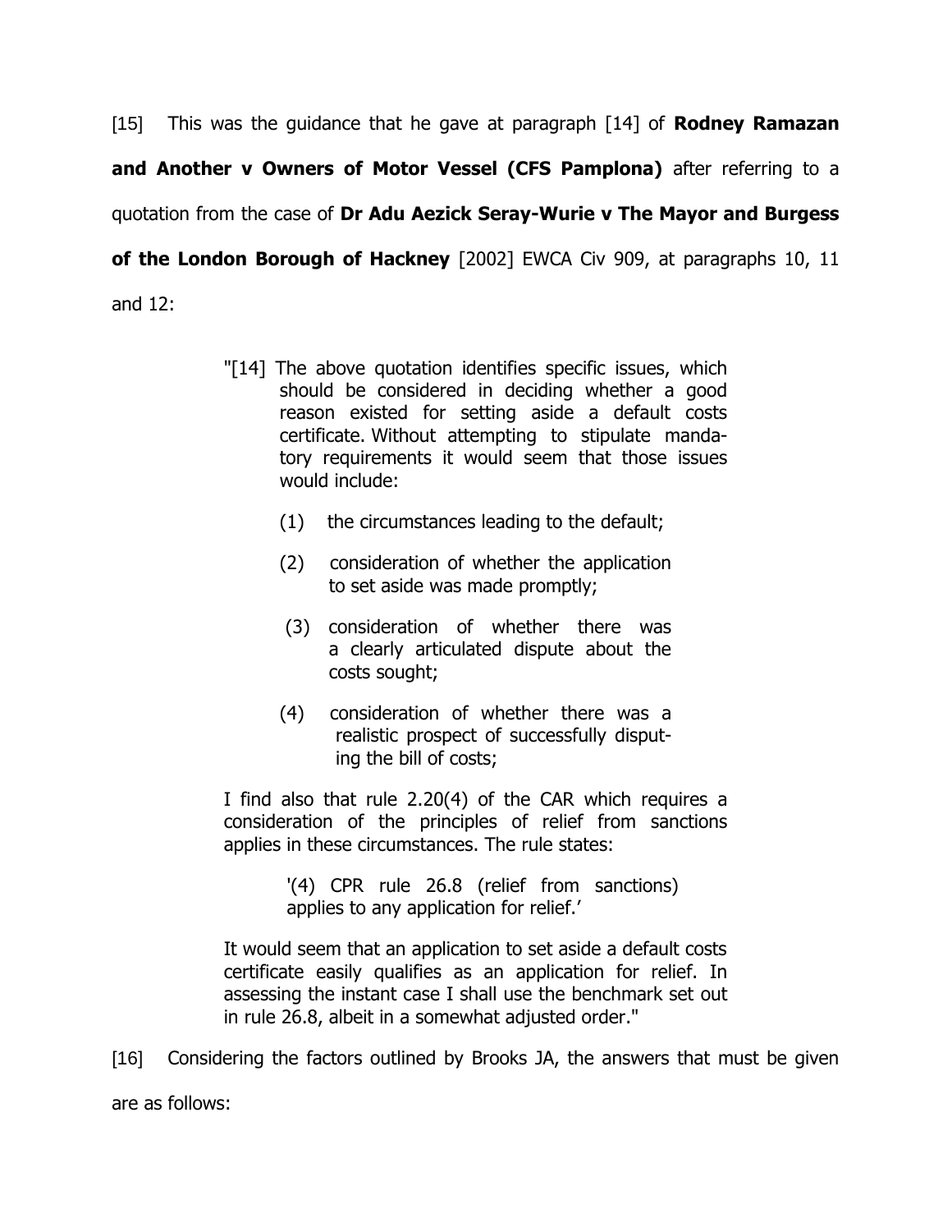[15] This was the guidance that he gave at paragraph [14] of **Rodney Ramazan and Another v Owners of Motor Vessel (CFS Pamplona)** after referring to a quotation from the case of **Dr Adu Aezick Seray-Wurie v The Mayor and Burgess of the London Borough of Hackney** [2002] EWCA Civ 909, at paragraphs 10, 11 and 12:

> "[14] The above quotation identifies specific issues, which should be considered in deciding whether a good reason existed for setting aside a default costs certificate. Without attempting to stipulate mandatory requirements it would seem that those issues would include:
>
> (1) the circumstances leading to the default;
>
> (2) consideration of whether the application to set aside was made promptly;
>
> (3) consideration of whether there was a clearly articulated dispute about the costs sought;
>
> (4) consideration of whether there was a realistic prospect of successfully disputing the bill of costs;
>
> I find also that rule 2.20(4) of the CAR which requires a consideration of the principles of relief from sanctions applies in these circumstances. The rule states:
>
> > '(4) CPR rule 26.8 (relief from sanctions) applies to any application for relief.'
>
> It would seem that an application to set aside a default costs certificate easily qualifies as an application for relief. In assessing the instant case I shall use the benchmark set out in rule 26.8, albeit in a somewhat adjusted order."

[16] Considering the factors outlined by Brooks JA, the answers that must be given are as follows: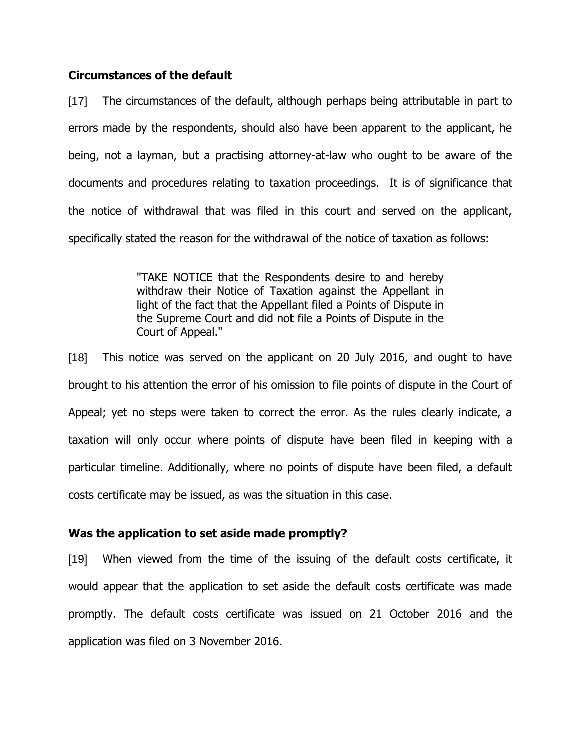**Circumstances of the default**

[17] The circumstances of the default, although perhaps being attributable in part to errors made by the respondents, should also have been apparent to the applicant, he being, not a layman, but a practising attorney-at-law who ought to be aware of the documents and procedures relating to taxation proceedings. It is of significance that the notice of withdrawal that was filed in this court and served on the applicant, specifically stated the reason for the withdrawal of the notice of taxation as follows:

> "TAKE NOTICE that the Respondents desire to and hereby withdraw their Notice of Taxation against the Appellant in light of the fact that the Appellant filed a Points of Dispute in the Supreme Court and did not file a Points of Dispute in the Court of Appeal."

[18] This notice was served on the applicant on 20 July 2016, and ought to have brought to his attention the error of his omission to file points of dispute in the Court of Appeal; yet no steps were taken to correct the error. As the rules clearly indicate, a taxation will only occur where points of dispute have been filed in keeping with a particular timeline. Additionally, where no points of dispute have been filed, a default costs certificate may be issued, as was the situation in this case.

**Was the application to set aside made promptly?**

[19] When viewed from the time of the issuing of the default costs certificate, it would appear that the application to set aside the default costs certificate was made promptly. The default costs certificate was issued on 21 October 2016 and the application was filed on 3 November 2016.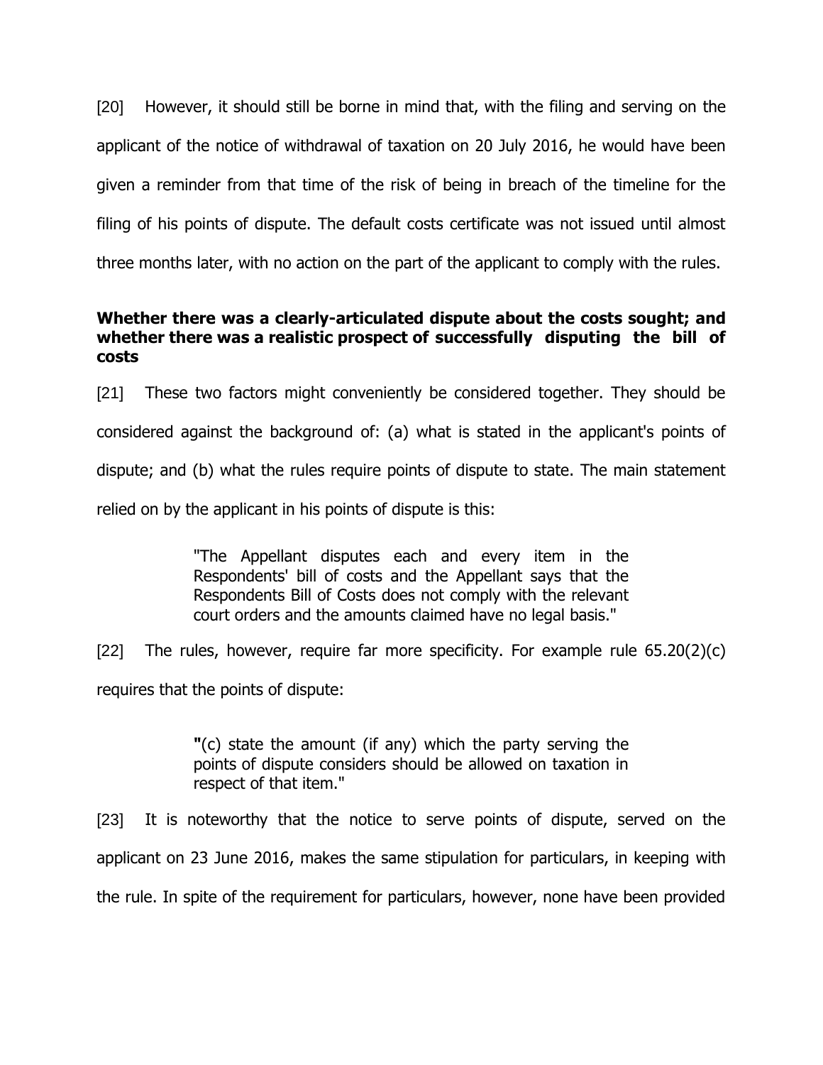[20] However, it should still be borne in mind that, with the filing and serving on the applicant of the notice of withdrawal of taxation on 20 July 2016, he would have been given a reminder from that time of the risk of being in breach of the timeline for the filing of his points of dispute. The default costs certificate was not issued until almost three months later, with no action on the part of the applicant to comply with the rules.

**Whether there was a clearly-articulated dispute about the costs sought; and whether there was a realistic prospect of successfully disputing the bill of costs**

[21] These two factors might conveniently be considered together. They should be considered against the background of: (a) what is stated in the applicant's points of dispute; and (b) what the rules require points of dispute to state. The main statement relied on by the applicant in his points of dispute is this:

> "The Appellant disputes each and every item in the Respondents' bill of costs and the Appellant says that the Respondents Bill of Costs does not comply with the relevant court orders and the amounts claimed have no legal basis."

[22] The rules, however, require far more specificity. For example rule 65.20(2)(c) requires that the points of dispute:

> **"**(c) state the amount (if any) which the party serving the points of dispute considers should be allowed on taxation in respect of that item."

[23] It is noteworthy that the notice to serve points of dispute, served on the applicant on 23 June 2016, makes the same stipulation for particulars, in keeping with the rule. In spite of the requirement for particulars, however, none have been provided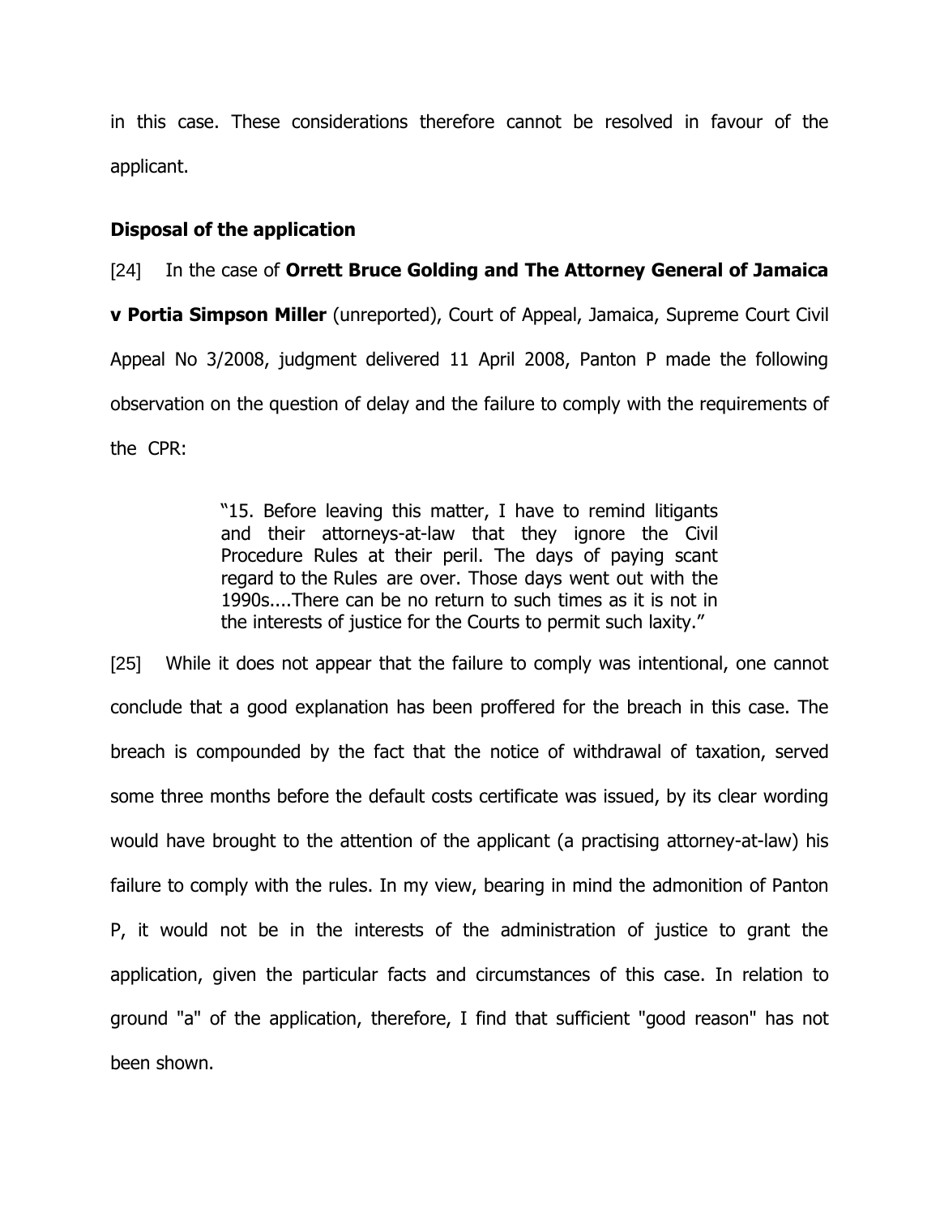in this case. These considerations therefore cannot be resolved in favour of the applicant.

**Disposal of the application**

[24] In the case of **Orrett Bruce Golding and The Attorney General of Jamaica v Portia Simpson Miller** (unreported), Court of Appeal, Jamaica, Supreme Court Civil Appeal No 3/2008, judgment delivered 11 April 2008, Panton P made the following observation on the question of delay and the failure to comply with the requirements of the CPR:

> "15. Before leaving this matter, I have to remind litigants and their attorneys-at-law that they ignore the Civil Procedure Rules at their peril. The days of paying scant regard to the Rules are over. Those days went out with the 1990s....There can be no return to such times as it is not in the interests of justice for the Courts to permit such laxity."

[25] While it does not appear that the failure to comply was intentional, one cannot conclude that a good explanation has been proffered for the breach in this case. The breach is compounded by the fact that the notice of withdrawal of taxation, served some three months before the default costs certificate was issued, by its clear wording would have brought to the attention of the applicant (a practising attorney-at-law) his failure to comply with the rules. In my view, bearing in mind the admonition of Panton P, it would not be in the interests of the administration of justice to grant the application, given the particular facts and circumstances of this case. In relation to ground "a" of the application, therefore, I find that sufficient "good reason" has not been shown.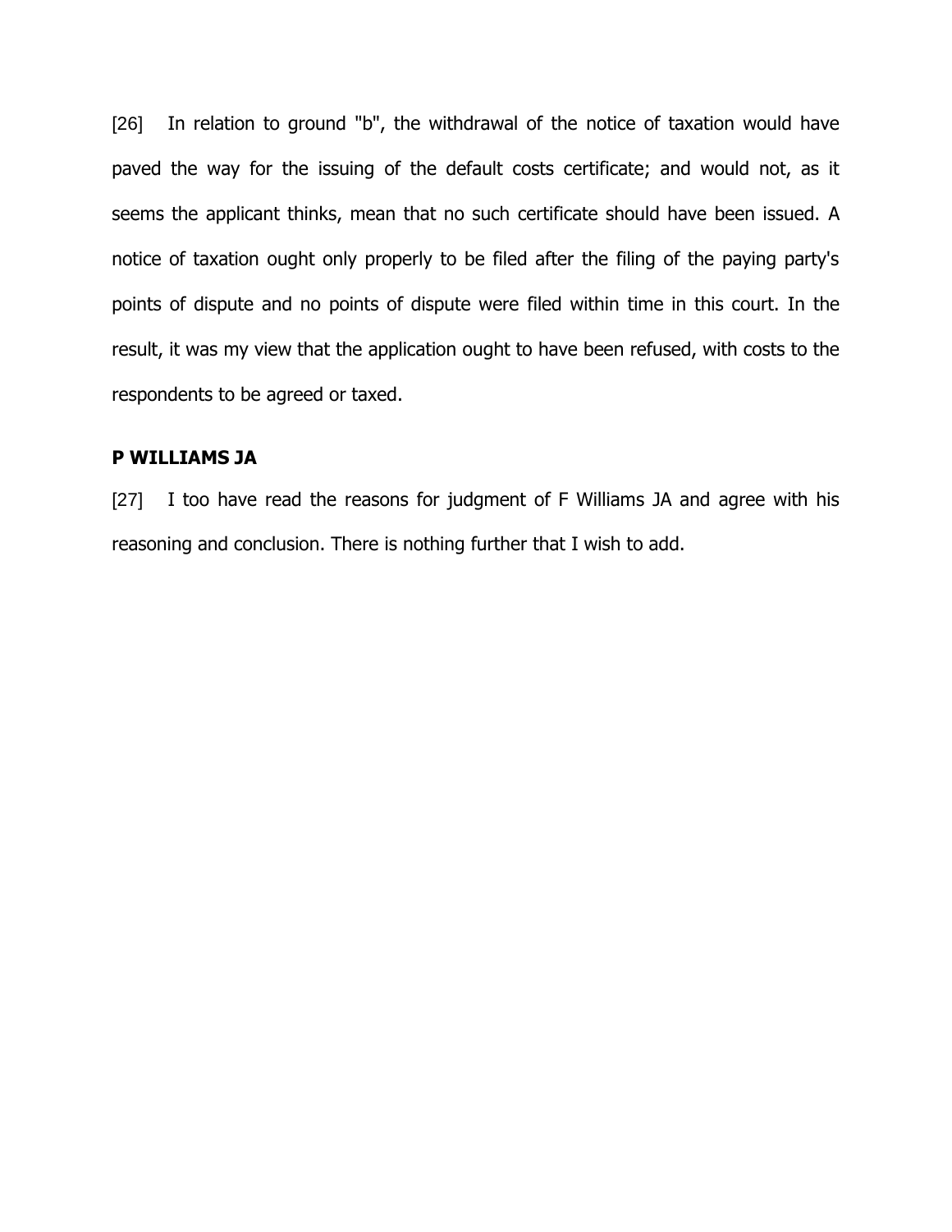[26] In relation to ground "b", the withdrawal of the notice of taxation would have paved the way for the issuing of the default costs certificate; and would not, as it seems the applicant thinks, mean that no such certificate should have been issued. A notice of taxation ought only properly to be filed after the filing of the paying party's points of dispute and no points of dispute were filed within time in this court. In the result, it was my view that the application ought to have been refused, with costs to the respondents to be agreed or taxed.

**P WILLIAMS JA**

[27] I too have read the reasons for judgment of F Williams JA and agree with his reasoning and conclusion. There is nothing further that I wish to add.